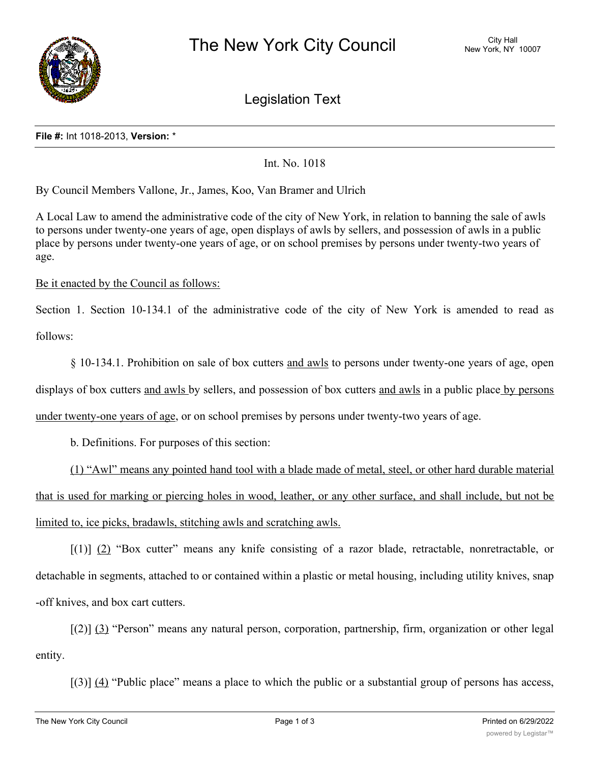# The New York City Council

City Hall
New York, NY 10007

## Legislation Text

**File #:** Int 1018-2013, **Version:** *

Int. No. 1018

By Council Members Vallone, Jr., James, Koo, Van Bramer and Ulrich

A Local Law to amend the administrative code of the city of New York, in relation to banning the sale of awls to persons under twenty-one years of age, open displays of awls by sellers, and possession of awls in a public place by persons under twenty-one years of age, or on school premises by persons under twenty-two years of age.

Be it enacted by the Council as follows:

Section 1. Section 10-134.1 of the administrative code of the city of New York is amended to read as follows:

§ 10-134.1. Prohibition on sale of box cutters and awls to persons under twenty-one years of age, open displays of box cutters and awls by sellers, and possession of box cutters and awls in a public place by persons under twenty-one years of age, or on school premises by persons under twenty-two years of age.

b. Definitions. For purposes of this section:

(1) "Awl" means any pointed hand tool with a blade made of metal, steel, or other hard durable material that is used for marking or piercing holes in wood, leather, or any other surface, and shall include, but not be limited to, ice picks, bradawls, stitching awls and scratching awls.

[(1)] (2) "Box cutter" means any knife consisting of a razor blade, retractable, nonretractable, or detachable in segments, attached to or contained within a plastic or metal housing, including utility knives, snap -off knives, and box cart cutters.

[(2)] (3) "Person" means any natural person, corporation, partnership, firm, organization or other legal entity.

[(3)] (4) "Public place" means a place to which the public or a substantial group of persons has access,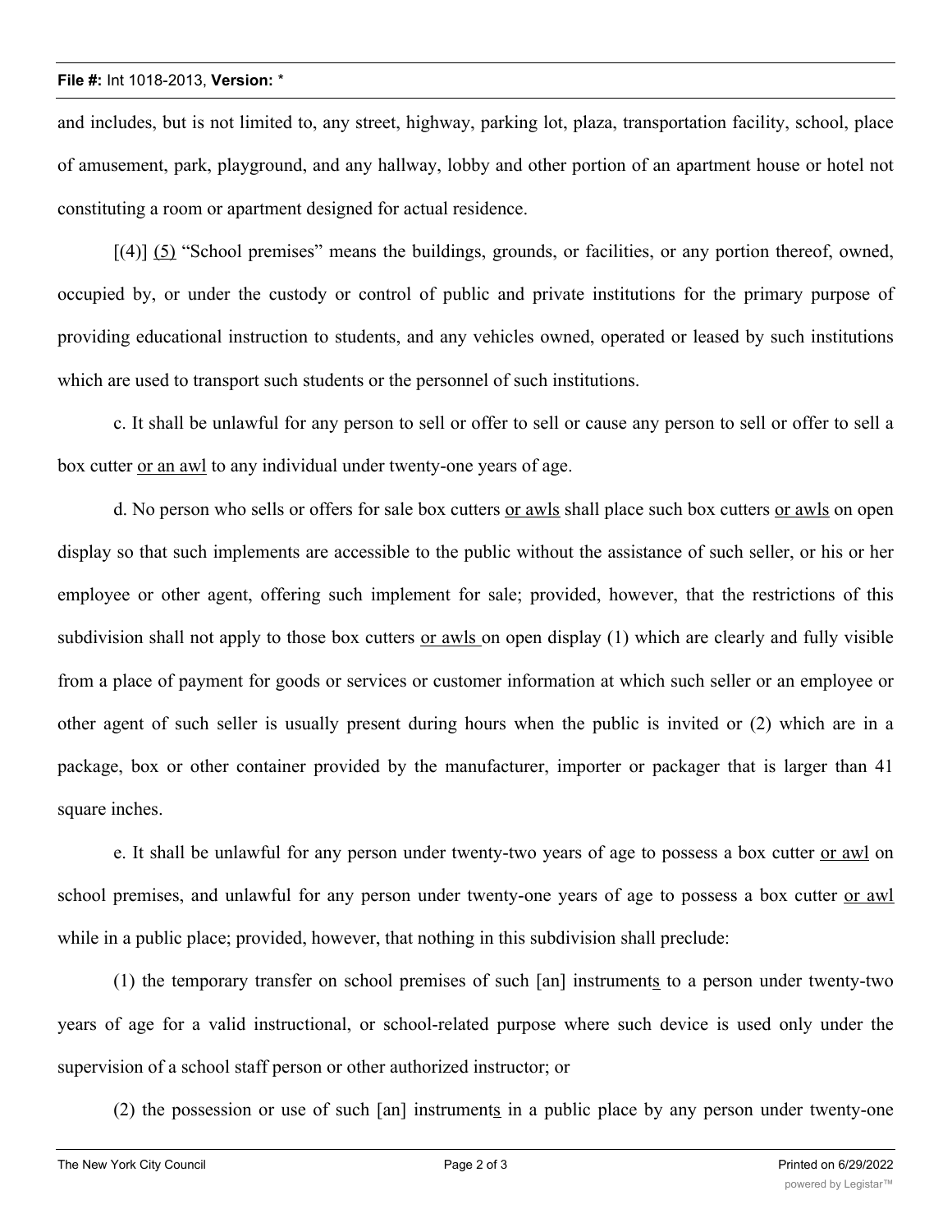and includes, but is not limited to, any street, highway, parking lot, plaza, transportation facility, school, place of amusement, park, playground, and any hallway, lobby and other portion of an apartment house or hotel not constituting a room or apartment designed for actual residence.

[(4)] <u>(5)</u> "School premises" means the buildings, grounds, or facilities, or any portion thereof, owned, occupied by, or under the custody or control of public and private institutions for the primary purpose of providing educational instruction to students, and any vehicles owned, operated or leased by such institutions which are used to transport such students or the personnel of such institutions.

c. It shall be unlawful for any person to sell or offer to sell or cause any person to sell or offer to sell a box cutter <u>or an awl</u> to any individual under twenty-one years of age.

d. No person who sells or offers for sale box cutters <u>or awls</u> shall place such box cutters <u>or awls</u> on open display so that such implements are accessible to the public without the assistance of such seller, or his or her employee or other agent, offering such implement for sale; provided, however, that the restrictions of this subdivision shall not apply to those box cutters <u>or awls</u> on open display (1) which are clearly and fully visible from a place of payment for goods or services or customer information at which such seller or an employee or other agent of such seller is usually present during hours when the public is invited or (2) which are in a package, box or other container provided by the manufacturer, importer or packager that is larger than 41 square inches.

e. It shall be unlawful for any person under twenty-two years of age to possess a box cutter <u>or awl</u> on school premises, and unlawful for any person under twenty-one years of age to possess a box cutter <u>or awl</u> while in a public place; provided, however, that nothing in this subdivision shall preclude:

(1) the temporary transfer on school premises of such [an] instrument<u>s</u> to a person under twenty-two years of age for a valid instructional, or school-related purpose where such device is used only under the supervision of a school staff person or other authorized instructor; or

(2) the possession or use of such [an] instrument<u>s</u> in a public place by any person under twenty-one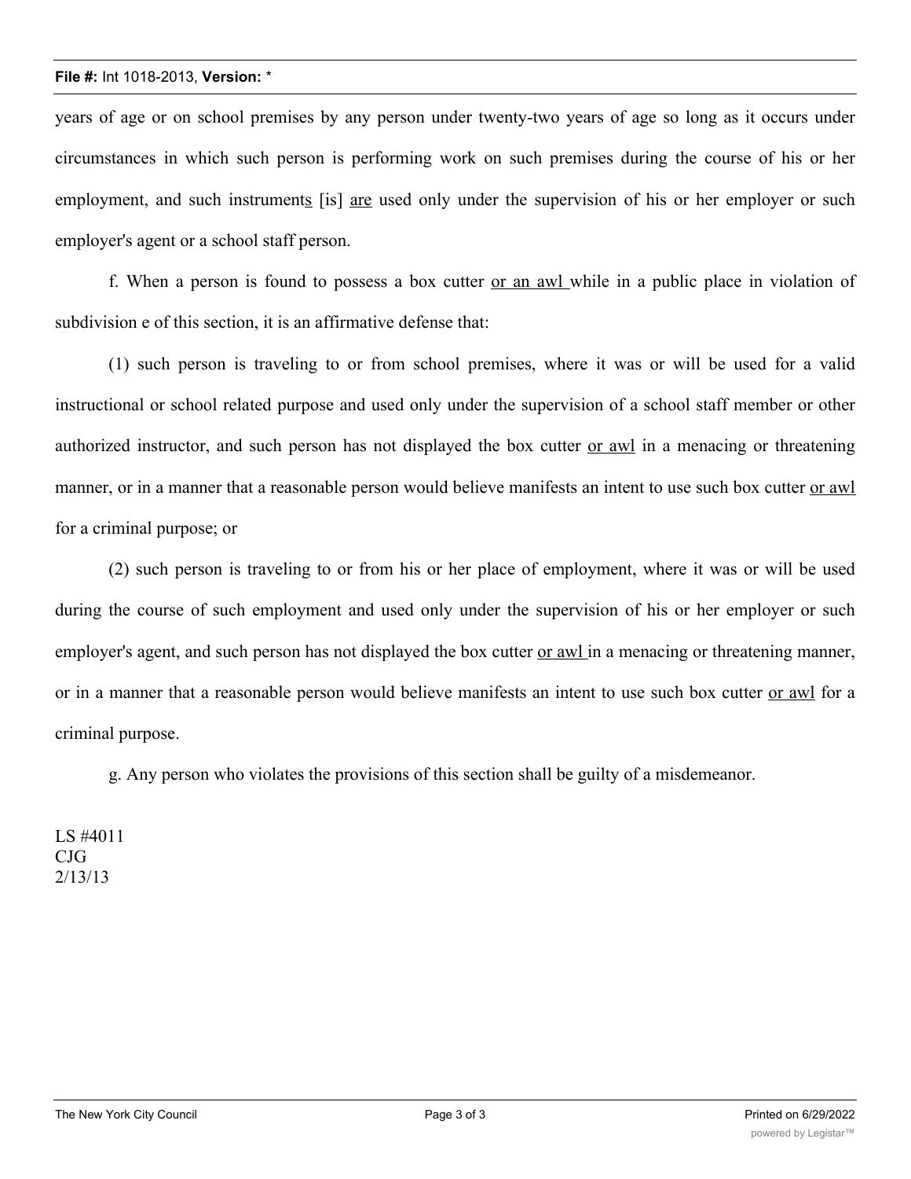years of age or on school premises by any person under twenty-two years of age so long as it occurs under circumstances in which such person is performing work on such premises during the course of his or her employment, and such instruments [is] <u>are</u> used only under the supervision of his or her employer or such employer's agent or a school staff person.

f. When a person is found to possess a box cutter <u>or an awl</u> while in a public place in violation of subdivision e of this section, it is an affirmative defense that:

(1) such person is traveling to or from school premises, where it was or will be used for a valid instructional or school related purpose and used only under the supervision of a school staff member or other authorized instructor, and such person has not displayed the box cutter <u>or awl</u> in a menacing or threatening manner, or in a manner that a reasonable person would believe manifests an intent to use such box cutter <u>or awl</u> for a criminal purpose; or

(2) such person is traveling to or from his or her place of employment, where it was or will be used during the course of such employment and used only under the supervision of his or her employer or such employer's agent, and such person has not displayed the box cutter <u>or awl</u> in a menacing or threatening manner, or in a manner that a reasonable person would believe manifests an intent to use such box cutter <u>or awl</u> for a criminal purpose.

g. Any person who violates the provisions of this section shall be guilty of a misdemeanor.

LS #4011
CJG
2/13/13